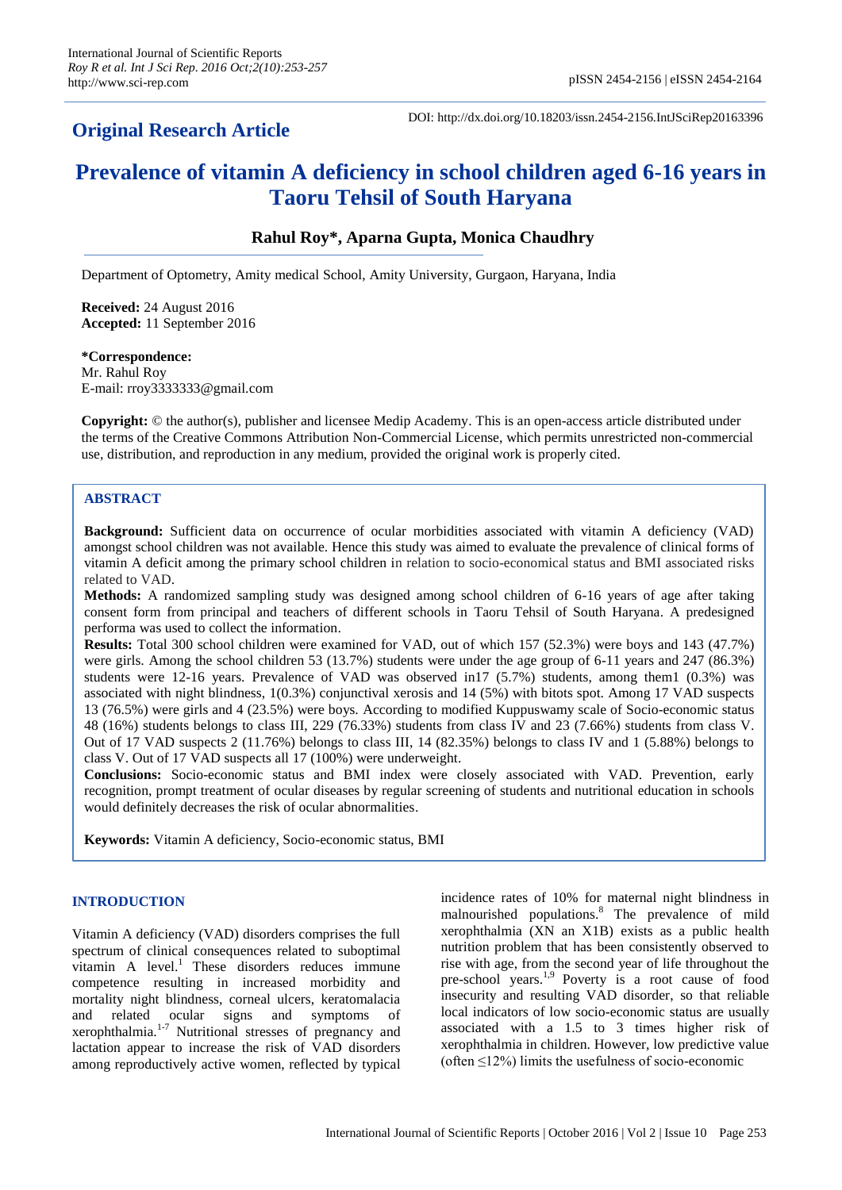## Original Research Article

DOI: http://dx.doi.org/10.18203/issn.2454-2156.IntJSciRep20163396

# Prevalence of vitamin A deficiency in school children aged 6-16 years in Taoru Tehsil of South Haryana

**Rahul Roy\*, Aparna Gupta, Monica Chaudhry**

Department of Optometry, Amity medical School, Amity University, Gurgaon, Haryana, India

**Received:** 24 August 2016
**Accepted:** 11 September 2016

**\*Correspondence:**
Mr. Rahul Roy
E-mail: rroy3333333@gmail.com

**Copyright:** © the author(s), publisher and licensee Medip Academy. This is an open-access article distributed under the terms of the Creative Commons Attribution Non-Commercial License, which permits unrestricted non-commercial use, distribution, and reproduction in any medium, provided the original work is properly cited.

## ABSTRACT

**Background:** Sufficient data on occurrence of ocular morbidities associated with vitamin A deficiency (VAD) amongst school children was not available. Hence this study was aimed to evaluate the prevalence of clinical forms of vitamin A deficit among the primary school children in relation to socio-economical status and BMI associated risks related to VAD.

**Methods:** A randomized sampling study was designed among school children of 6-16 years of age after taking consent form from principal and teachers of different schools in Taoru Tehsil of South Haryana. A predesigned performa was used to collect the information.

**Results:** Total 300 school children were examined for VAD, out of which 157 (52.3%) were boys and 143 (47.7%) were girls. Among the school children 53 (13.7%) students were under the age group of 6-11 years and 247 (86.3%) students were 12-16 years. Prevalence of VAD was observed in17 (5.7%) students, among them1 (0.3%) was associated with night blindness, 1(0.3%) conjunctival xerosis and 14 (5%) with bitots spot. Among 17 VAD suspects 13 (76.5%) were girls and 4 (23.5%) were boys. According to modified Kuppuswamy scale of Socio-economic status 48 (16%) students belongs to class III, 229 (76.33%) students from class IV and 23 (7.66%) students from class V. Out of 17 VAD suspects 2 (11.76%) belongs to class III, 14 (82.35%) belongs to class IV and 1 (5.88%) belongs to class V. Out of 17 VAD suspects all 17 (100%) were underweight.

**Conclusions:** Socio-economic status and BMI index were closely associated with VAD. Prevention, early recognition, prompt treatment of ocular diseases by regular screening of students and nutritional education in schools would definitely decreases the risk of ocular abnormalities.

**Keywords:** Vitamin A deficiency, Socio-economic status, BMI

## INTRODUCTION

Vitamin A deficiency (VAD) disorders comprises the full spectrum of clinical consequences related to suboptimal vitamin A level.[1] These disorders reduces immune competence resulting in increased morbidity and mortality night blindness, corneal ulcers, keratomalacia and related ocular signs and symptoms of xerophthalmia.[1-7] Nutritional stresses of pregnancy and lactation appear to increase the risk of VAD disorders among reproductively active women, reflected by typical incidence rates of 10% for maternal night blindness in malnourished populations.[8] The prevalence of mild xerophthalmia (XN an X1B) exists as a public health nutrition problem that has been consistently observed to rise with age, from the second year of life throughout the pre-school years.[1,9] Poverty is a root cause of food insecurity and resulting VAD disorder, so that reliable local indicators of low socio-economic status are usually associated with a 1.5 to 3 times higher risk of xerophthalmia in children. However, low predictive value (often ≤12%) limits the usefulness of socio-economic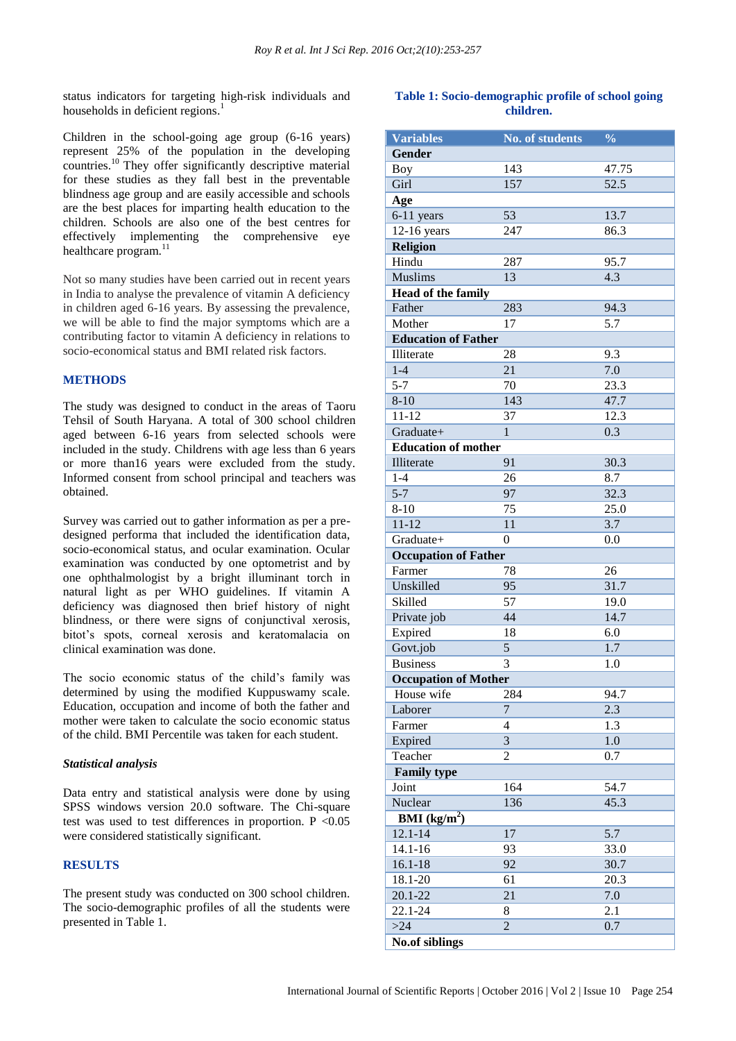status indicators for targeting high-risk individuals and households in deficient regions.[1]

Children in the school-going age group (6-16 years) represent 25% of the population in the developing countries.[10] They offer significantly descriptive material for these studies as they fall best in the preventable blindness age group and are easily accessible and schools are the best places for imparting health education to the children. Schools are also one of the best centres for effectively implementing the comprehensive eye healthcare program.[11]

Not so many studies have been carried out in recent years in India to analyse the prevalence of vitamin A deficiency in children aged 6-16 years. By assessing the prevalence, we will be able to find the major symptoms which are a contributing factor to vitamin A deficiency in relations to socio-economical status and BMI related risk factors.

## METHODS

The study was designed to conduct in the areas of Taoru Tehsil of South Haryana. A total of 300 school children aged between 6-16 years from selected schools were included in the study. Childrens with age less than 6 years or more than16 years were excluded from the study. Informed consent from school principal and teachers was obtained.

Survey was carried out to gather information as per a pre-designed performa that included the identification data, socio-economical status, and ocular examination. Ocular examination was conducted by one optometrist and by one ophthalmologist by a bright illuminant torch in natural light as per WHO guidelines. If vitamin A deficiency was diagnosed then brief history of night blindness, or there were signs of conjunctival xerosis, bitot's spots, corneal xerosis and keratomalacia on clinical examination was done.

The socio economic status of the child's family was determined by using the modified Kuppuswamy scale. Education, occupation and income of both the father and mother were taken to calculate the socio economic status of the child. BMI Percentile was taken for each student.

### *Statistical analysis*

Data entry and statistical analysis were done by using SPSS windows version 20.0 software. The Chi-square test was used to test differences in proportion. P <0.05 were considered statistically significant.

## RESULTS

The present study was conducted on 300 school children. The socio-demographic profiles of all the students were presented in Table 1.

**Table 1: Socio-demographic profile of school going children.**

| Variables | No. of students | % |
|---|---|---|
| **Gender** | | |
| Boy | 143 | 47.75 |
| Girl | 157 | 52.5 |
| **Age** | | |
| 6-11 years | 53 | 13.7 |
| 12-16 years | 247 | 86.3 |
| **Religion** | | |
| Hindu | 287 | 95.7 |
| Muslims | 13 | 4.3 |
| **Head of the family** | | |
| Father | 283 | 94.3 |
| Mother | 17 | 5.7 |
| **Education of Father** | | |
| Illiterate | 28 | 9.3 |
| 1-4 | 21 | 7.0 |
| 5-7 | 70 | 23.3 |
| 8-10 | 143 | 47.7 |
| 11-12 | 37 | 12.3 |
| Graduate+ | 1 | 0.3 |
| **Education of mother** | | |
| Illiterate | 91 | 30.3 |
| 1-4 | 26 | 8.7 |
| 5-7 | 97 | 32.3 |
| 8-10 | 75 | 25.0 |
| 11-12 | 11 | 3.7 |
| Graduate+ | 0 | 0.0 |
| **Occupation of Father** | | |
| Farmer | 78 | 26 |
| Unskilled | 95 | 31.7 |
| Skilled | 57 | 19.0 |
| Private job | 44 | 14.7 |
| Expired | 18 | 6.0 |
| Govt.job | 5 | 1.7 |
| Business | 3 | 1.0 |
| **Occupation of Mother** | | |
| House wife | 284 | 94.7 |
| Laborer | 7 | 2.3 |
| Farmer | 4 | 1.3 |
| Expired | 3 | 1.0 |
| Teacher | 2 | 0.7 |
| **Family type** | | |
| Joint | 164 | 54.7 |
| Nuclear | 136 | 45.3 |
| **BMI (kg/m$^2$)** | | |
| 12.1-14 | 17 | 5.7 |
| 14.1-16 | 93 | 33.0 |
| 16.1-18 | 92 | 30.7 |
| 18.1-20 | 61 | 20.3 |
| 20.1-22 | 21 | 7.0 |
| 22.1-24 | 8 | 2.1 |
| >24 | 2 | 0.7 |
| **No.of siblings** | | |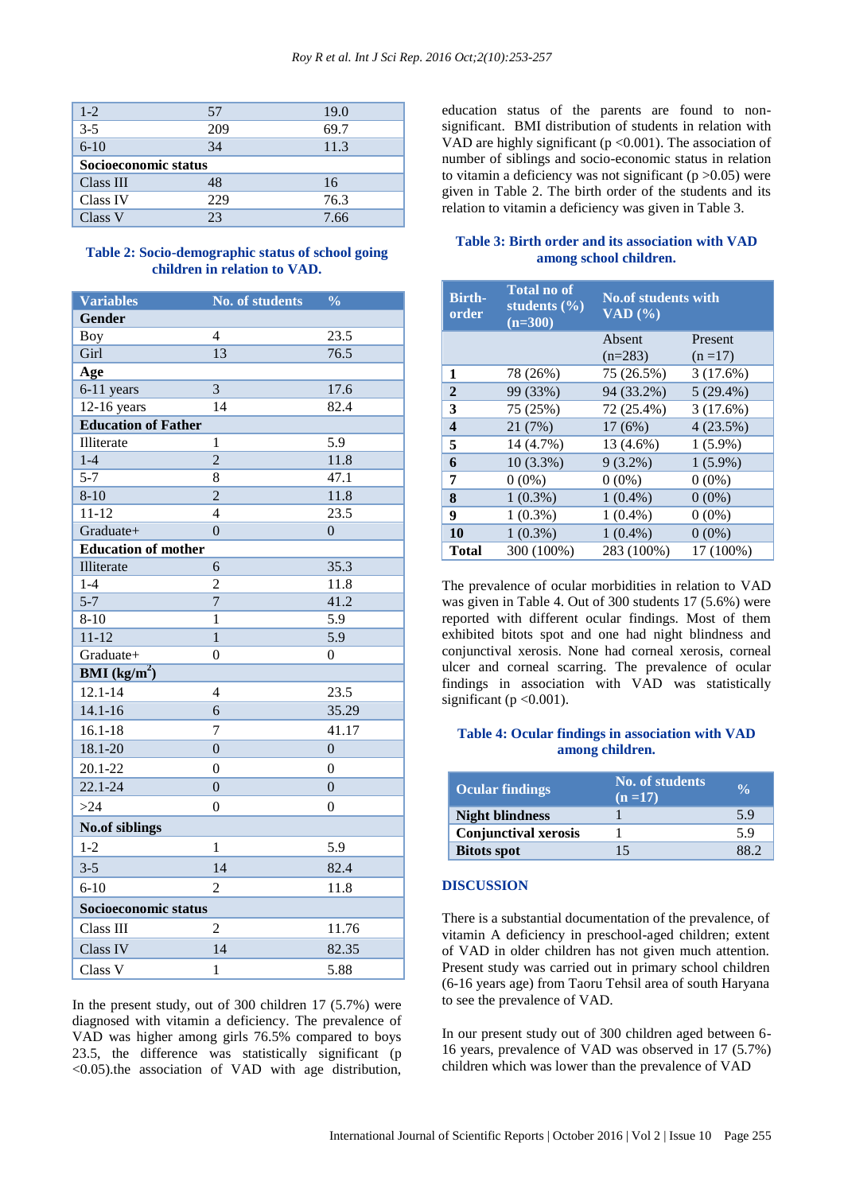| | | |
|---|---|---|
| 1-2 | 57 | 19.0 |
| 3-5 | 209 | 69.7 |
| 6-10 | 34 | 11.3 |
| **Socioeconomic status** | | |
| Class III | 48 | 16 |
| Class IV | 229 | 76.3 |
| Class V | 23 | 7.66 |

**Table 2: Socio-demographic status of school going children in relation to VAD.**

| Variables | No. of students | % |
|---|---|---|
| **Gender** | | |
| Boy | 4 | 23.5 |
| Girl | 13 | 76.5 |
| **Age** | | |
| 6-11 years | 3 | 17.6 |
| 12-16 years | 14 | 82.4 |
| **Education of Father** | | |
| Illiterate | 1 | 5.9 |
| 1-4 | 2 | 11.8 |
| 5-7 | 8 | 47.1 |
| 8-10 | 2 | 11.8 |
| 11-12 | 4 | 23.5 |
| Graduate+ | 0 | 0 |
| **Education of mother** | | |
| Illiterate | 6 | 35.3 |
| 1-4 | 2 | 11.8 |
| 5-7 | 7 | 41.2 |
| 8-10 | 1 | 5.9 |
| 11-12 | 1 | 5.9 |
| Graduate+ | 0 | 0 |
| **BMI (kg/m$^2$)** | | |
| 12.1-14 | 4 | 23.5 |
| 14.1-16 | 6 | 35.29 |
| 16.1-18 | 7 | 41.17 |
| 18.1-20 | 0 | 0 |
| 20.1-22 | 0 | 0 |
| 22.1-24 | 0 | 0 |
| >24 | 0 | 0 |
| **No.of siblings** | | |
| 1-2 | 1 | 5.9 |
| 3-5 | 14 | 82.4 |
| 6-10 | 2 | 11.8 |
| **Socioeconomic status** | | |
| Class III | 2 | 11.76 |
| Class IV | 14 | 82.35 |
| Class V | 1 | 5.88 |

In the present study, out of 300 children 17 (5.7%) were diagnosed with vitamin a deficiency. The prevalence of VAD was higher among girls 76.5% compared to boys 23.5, the difference was statistically significant ($p < 0.05$).the association of VAD with age distribution, education status of the parents are found to non-significant. BMI distribution of students in relation with VAD are highly significant ($p < 0.001$). The association of number of siblings and socio-economic status in relation to vitamin a deficiency was not significant ($p > 0.05$) were given in Table 2. The birth order of the students and its relation to vitamin a deficiency was given in Table 3.

**Table 3: Birth order and its association with VAD among school children.**

| Birth-order | Total no of students (%) (n=300) | No.of students with VAD (%) | |
|---|---|---|---|
| | | Absent (n=283) | Present (n =17) |
| **1** | 78 (26%) | 75 (26.5%) | 3 (17.6%) |
| **2** | 99 (33%) | 94 (33.2%) | 5 (29.4%) |
| **3** | 75 (25%) | 72 (25.4%) | 3 (17.6%) |
| **4** | 21 (7%) | 17 (6%) | 4 (23.5%) |
| **5** | 14 (4.7%) | 13 (4.6%) | 1 (5.9%) |
| **6** | 10 (3.3%) | 9 (3.2%) | 1 (5.9%) |
| **7** | 0 (0%) | 0 (0%) | 0 (0%) |
| **8** | 1 (0.3%) | 1 (0.4%) | 0 (0%) |
| **9** | 1 (0.3%) | 1 (0.4%) | 0 (0%) |
| **10** | 1 (0.3%) | 1 (0.4%) | 0 (0%) |
| **Total** | 300 (100%) | 283 (100%) | 17 (100%) |

The prevalence of ocular morbidities in relation to VAD was given in Table 4. Out of 300 students 17 (5.6%) were reported with different ocular findings. Most of them exhibited bitots spot and one had night blindness and conjunctival xerosis. None had corneal xerosis, corneal ulcer and corneal scarring. The prevalence of ocular findings in association with VAD was statistically significant ($p < 0.001$).

**Table 4: Ocular findings in association with VAD among children.**

| Ocular findings | No. of students (n =17) | % |
|---|---|---|
| **Night blindness** | 1 | 5.9 |
| **Conjunctival xerosis** | 1 | 5.9 |
| **Bitots spot** | 15 | 88.2 |

## DISCUSSION

There is a substantial documentation of the prevalence, of vitamin A deficiency in preschool-aged children; extent of VAD in older children has not given much attention. Present study was carried out in primary school children (6-16 years age) from Taoru Tehsil area of south Haryana to see the prevalence of VAD.

In our present study out of 300 children aged between 6-16 years, prevalence of VAD was observed in 17 (5.7%) children which was lower than the prevalence of VAD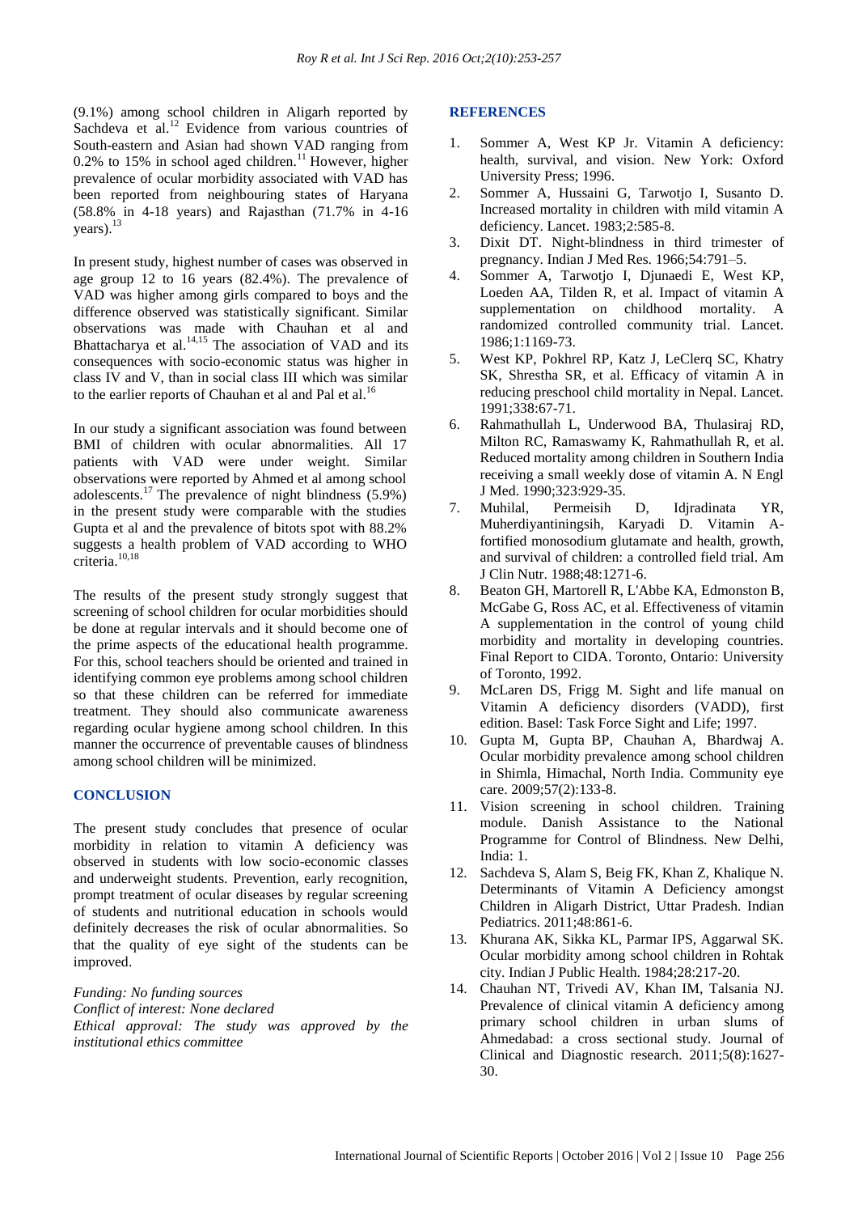(9.1%) among school children in Aligarh reported by Sachdeva et al.[12] Evidence from various countries of South-eastern and Asian had shown VAD ranging from 0.2% to 15% in school aged children.[11] However, higher prevalence of ocular morbidity associated with VAD has been reported from neighbouring states of Haryana (58.8% in 4-18 years) and Rajasthan (71.7% in 4-16 years).[13]

In present study, highest number of cases was observed in age group 12 to 16 years (82.4%). The prevalence of VAD was higher among girls compared to boys and the difference observed was statistically significant. Similar observations was made with Chauhan et al and Bhattacharya et al.[14,15] The association of VAD and its consequences with socio-economic status was higher in class IV and V, than in social class III which was similar to the earlier reports of Chauhan et al and Pal et al.[16]

In our study a significant association was found between BMI of children with ocular abnormalities. All 17 patients with VAD were under weight. Similar observations were reported by Ahmed et al among school adolescents.[17] The prevalence of night blindness (5.9%) in the present study were comparable with the studies Gupta et al and the prevalence of bitots spot with 88.2% suggests a health problem of VAD according to WHO criteria.[10,18]

The results of the present study strongly suggest that screening of school children for ocular morbidities should be done at regular intervals and it should become one of the prime aspects of the educational health programme. For this, school teachers should be oriented and trained in identifying common eye problems among school children so that these children can be referred for immediate treatment. They should also communicate awareness regarding ocular hygiene among school children. In this manner the occurrence of preventable causes of blindness among school children will be minimized.

## CONCLUSION

The present study concludes that presence of ocular morbidity in relation to vitamin A deficiency was observed in students with low socio-economic classes and underweight students. Prevention, early recognition, prompt treatment of ocular diseases by regular screening of students and nutritional education in schools would definitely decreases the risk of ocular abnormalities. So that the quality of eye sight of the students can be improved.

*Funding: No funding sources*
*Conflict of interest: None declared*
*Ethical approval: The study was approved by the institutional ethics committee*

## REFERENCES

1. Sommer A, West KP Jr. Vitamin A deficiency: health, survival, and vision. New York: Oxford University Press; 1996.
2. Sommer A, Hussaini G, Tarwotjo I, Susanto D. Increased mortality in children with mild vitamin A deficiency. Lancet. 1983;2:585-8.
3. Dixit DT. Night-blindness in third trimester of pregnancy. Indian J Med Res. 1966;54:791–5.
4. Sommer A, Tarwotjo I, Djunaedi E, West KP, Loeden AA, Tilden R, et al. Impact of vitamin A supplementation on childhood mortality. A randomized controlled community trial. Lancet. 1986;1:1169-73.
5. West KP, Pokhrel RP, Katz J, LeClerq SC, Khatry SK, Shrestha SR, et al. Efficacy of vitamin A in reducing preschool child mortality in Nepal. Lancet. 1991;338:67-71.
6. Rahmathullah L, Underwood BA, Thulasiraj RD, Milton RC, Ramaswamy K, Rahmathullah R, et al. Reduced mortality among children in Southern India receiving a small weekly dose of vitamin A. N Engl J Med. 1990;323:929-35.
7. Muhilal, Permeisih D, Idjradinata YR, Muherdiyantiningsih, Karyadi D. Vitamin A-fortified monosodium glutamate and health, growth, and survival of children: a controlled field trial. Am J Clin Nutr. 1988;48:1271-6.
8. Beaton GH, Martorell R, L'Abbe KA, Edmonston B, McGabe G, Ross AC, et al. Effectiveness of vitamin A supplementation in the control of young child morbidity and mortality in developing countries. Final Report to CIDA. Toronto, Ontario: University of Toronto, 1992.
9. McLaren DS, Frigg M. Sight and life manual on Vitamin A deficiency disorders (VADD), first edition. Basel: Task Force Sight and Life; 1997.
10. Gupta M, Gupta BP, Chauhan A, Bhardwaj A. Ocular morbidity prevalence among school children in Shimla, Himachal, North India. Community eye care. 2009;57(2):133-8.
11. Vision screening in school children. Training module. Danish Assistance to the National Programme for Control of Blindness. New Delhi, India: 1.
12. Sachdeva S, Alam S, Beig FK, Khan Z, Khalique N. Determinants of Vitamin A Deficiency amongst Children in Aligarh District, Uttar Pradesh. Indian Pediatrics. 2011;48:861-6.
13. Khurana AK, Sikka KL, Parmar IPS, Aggarwal SK. Ocular morbidity among school children in Rohtak city. Indian J Public Health. 1984;28:217-20.
14. Chauhan NT, Trivedi AV, Khan IM, Talsania NJ. Prevalence of clinical vitamin A deficiency among primary school children in urban slums of Ahmedabad: a cross sectional study. Journal of Clinical and Diagnostic research. 2011;5(8):1627-30.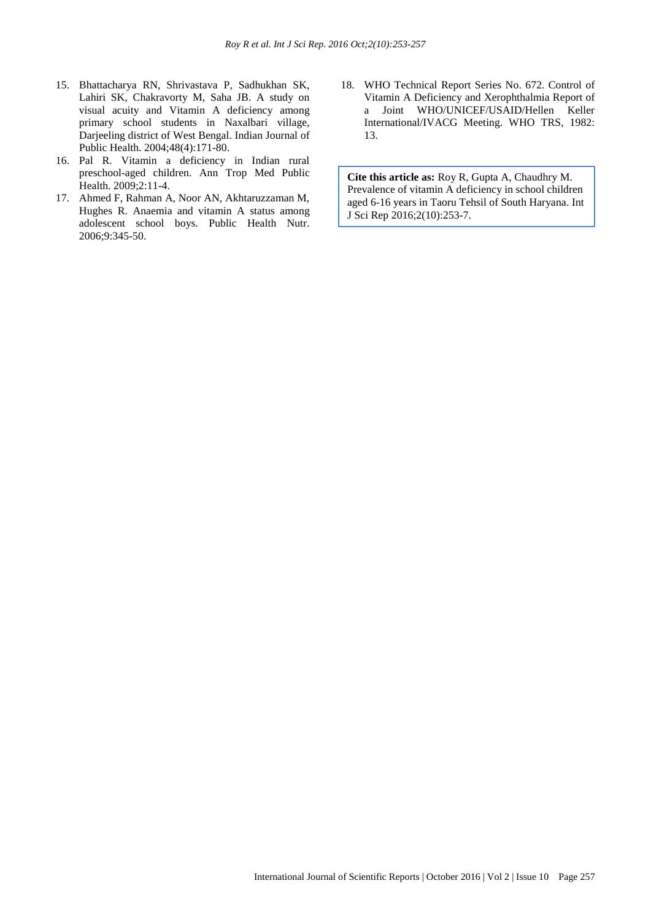15. Bhattacharya RN, Shrivastava P, Sadhukhan SK, Lahiri SK, Chakravorty M, Saha JB. A study on visual acuity and Vitamin A deficiency among primary school students in Naxalbari village, Darjeeling district of West Bengal. Indian Journal of Public Health. 2004;48(4):171-80.
16. Pal R. Vitamin a deficiency in Indian rural preschool-aged children. Ann Trop Med Public Health. 2009;2:11-4.
17. Ahmed F, Rahman A, Noor AN, Akhtaruzzaman M, Hughes R. Anaemia and vitamin A status among adolescent school boys. Public Health Nutr. 2006;9:345-50.
18. WHO Technical Report Series No. 672. Control of Vitamin A Deficiency and Xerophthalmia Report of a Joint WHO/UNICEF/USAID/Hellen Keller International/IVACG Meeting. WHO TRS, 1982: 13.

**Cite this article as:** Roy R, Gupta A, Chaudhry M. Prevalence of vitamin A deficiency in school children aged 6-16 years in Taoru Tehsil of South Haryana. Int J Sci Rep 2016;2(10):253-7.